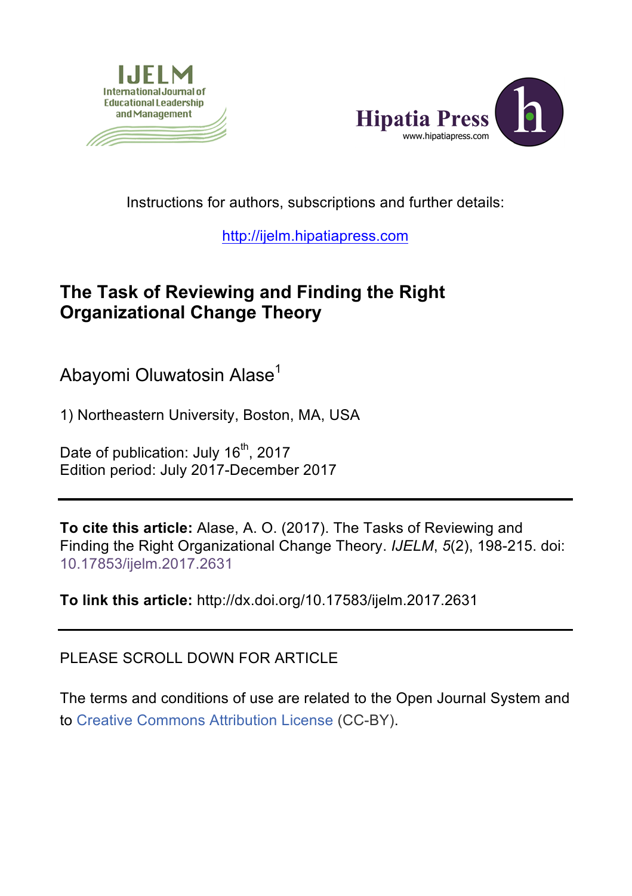IJELM
International Journal of Educational Leadership and Management

Hipatia Press
www.hipatiapress.com

Instructions for authors, subscriptions and further details:

http://ijelm.hipatiapress.com

# The Task of Reviewing and Finding the Right Organizational Change Theory

Abayomi Oluwatosin Alase[1]

1) Northeastern University, Boston, MA, USA

Date of publication: July 16th, 2017
Edition period: July 2017-December 2017

---

**To cite this article:** Alase, A. O. (2017). The Tasks of Reviewing and Finding the Right Organizational Change Theory. *IJELM*, *5*(2), 198-215. doi: 10.17853/ijelm.2017.2631

**To link this article:** http://dx.doi.org/10.17583/ijelm.2017.2631

---

PLEASE SCROLL DOWN FOR ARTICLE

The terms and conditions of use are related to the Open Journal System and to Creative Commons Attribution License (CC-BY).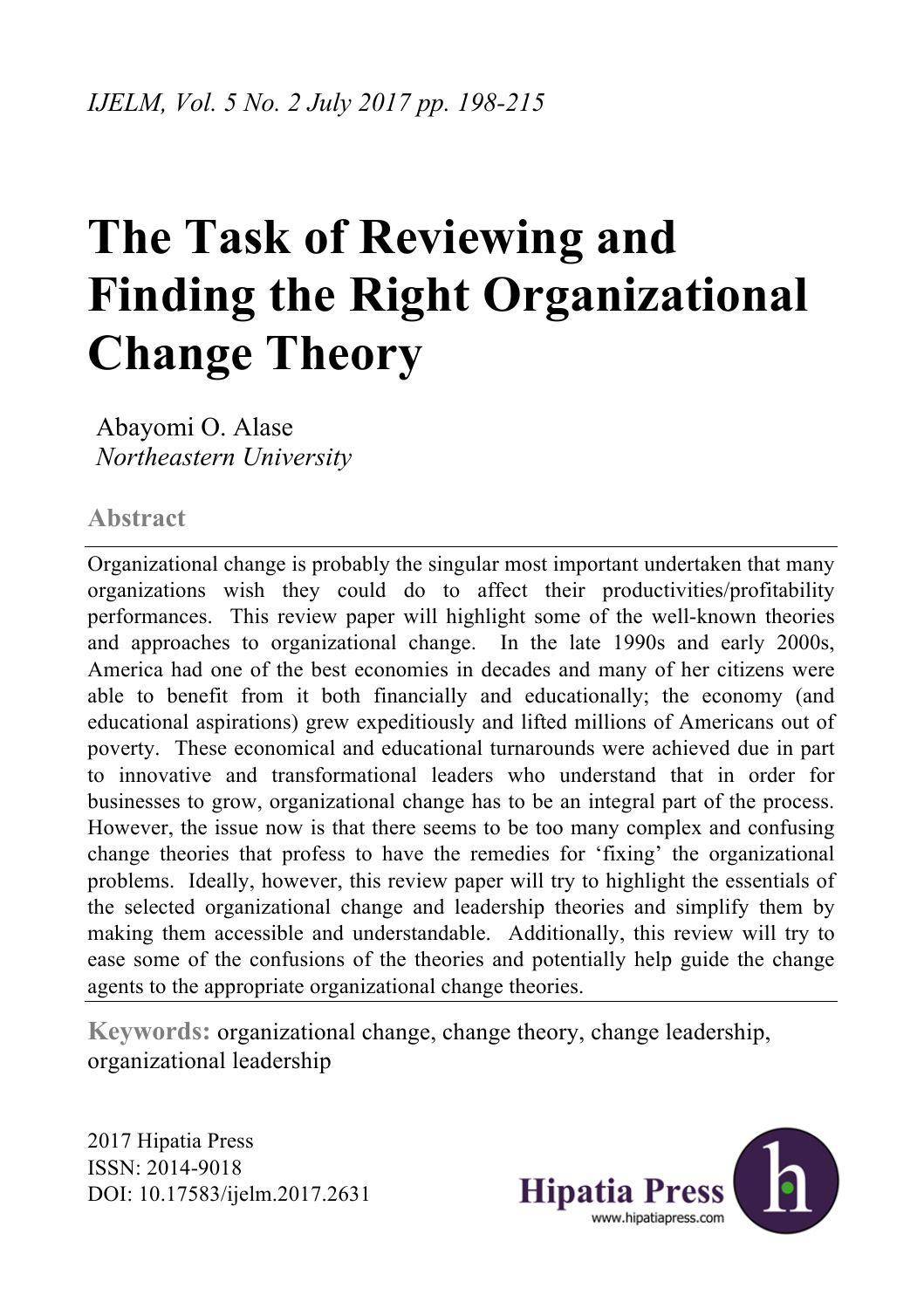# The Task of Reviewing and Finding the Right Organizational Change Theory

Abayomi O. Alase
*Northeastern University*

## Abstract

Organizational change is probably the singular most important undertaken that many organizations wish they could do to affect their productivities/profitability performances. This review paper will highlight some of the well-known theories and approaches to organizational change. In the late 1990s and early 2000s, America had one of the best economies in decades and many of her citizens were able to benefit from it both financially and educationally; the economy (and educational aspirations) grew expeditiously and lifted millions of Americans out of poverty. These economical and educational turnarounds were achieved due in part to innovative and transformational leaders who understand that in order for businesses to grow, organizational change has to be an integral part of the process. However, the issue now is that there seems to be too many complex and confusing change theories that profess to have the remedies for 'fixing' the organizational problems. Ideally, however, this review paper will try to highlight the essentials of the selected organizational change and leadership theories and simplify them by making them accessible and understandable. Additionally, this review will try to ease some of the confusions of the theories and potentially help guide the change agents to the appropriate organizational change theories.

**Keywords:** organizational change, change theory, change leadership, organizational leadership

2017 Hipatia Press
ISSN: 2014-9018
DOI: 10.17583/ijelm.2017.2631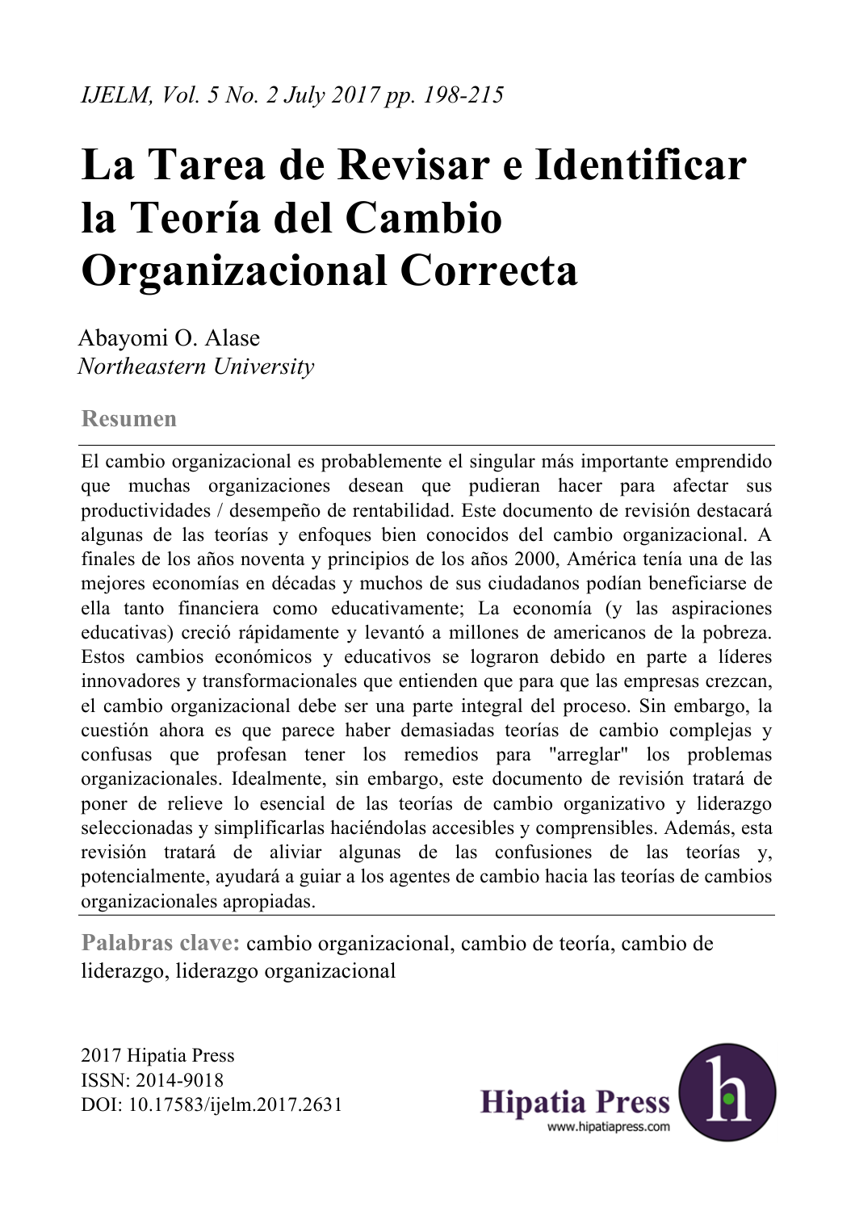# La Tarea de Revisar e Identificar la Teoría del Cambio Organizacional Correcta

Abayomi O. Alase
*Northeastern University*

## Resumen

El cambio organizacional es probablemente el singular más importante emprendido que muchas organizaciones desean que pudieran hacer para afectar sus productividades / desempeño de rentabilidad. Este documento de revisión destacará algunas de las teorías y enfoques bien conocidos del cambio organizacional. A finales de los años noventa y principios de los años 2000, América tenía una de las mejores economías en décadas y muchos de sus ciudadanos podían beneficiarse de ella tanto financiera como educativamente; La economía (y las aspiraciones educativas) creció rápidamente y levantó a millones de americanos de la pobreza. Estos cambios económicos y educativos se lograron debido en parte a líderes innovadores y transformacionales que entienden que para que las empresas crezcan, el cambio organizacional debe ser una parte integral del proceso. Sin embargo, la cuestión ahora es que parece haber demasiadas teorías de cambio complejas y confusas que profesan tener los remedios para "arreglar" los problemas organizacionales. Idealmente, sin embargo, este documento de revisión tratará de poner de relieve lo esencial de las teorías de cambio organizativo y liderazgo seleccionadas y simplificarlas haciéndolas accesibles y comprensibles. Además, esta revisión tratará de aliviar algunas de las confusiones de las teorías y, potencialmente, ayudará a guiar a los agentes de cambio hacia las teorías de cambios organizacionales apropiadas.

**Palabras clave:** cambio organizacional, cambio de teoría, cambio de liderazgo, liderazgo organizacional

2017 Hipatia Press
ISSN: 2014-9018
DOI: 10.17583/ijelm.2017.2631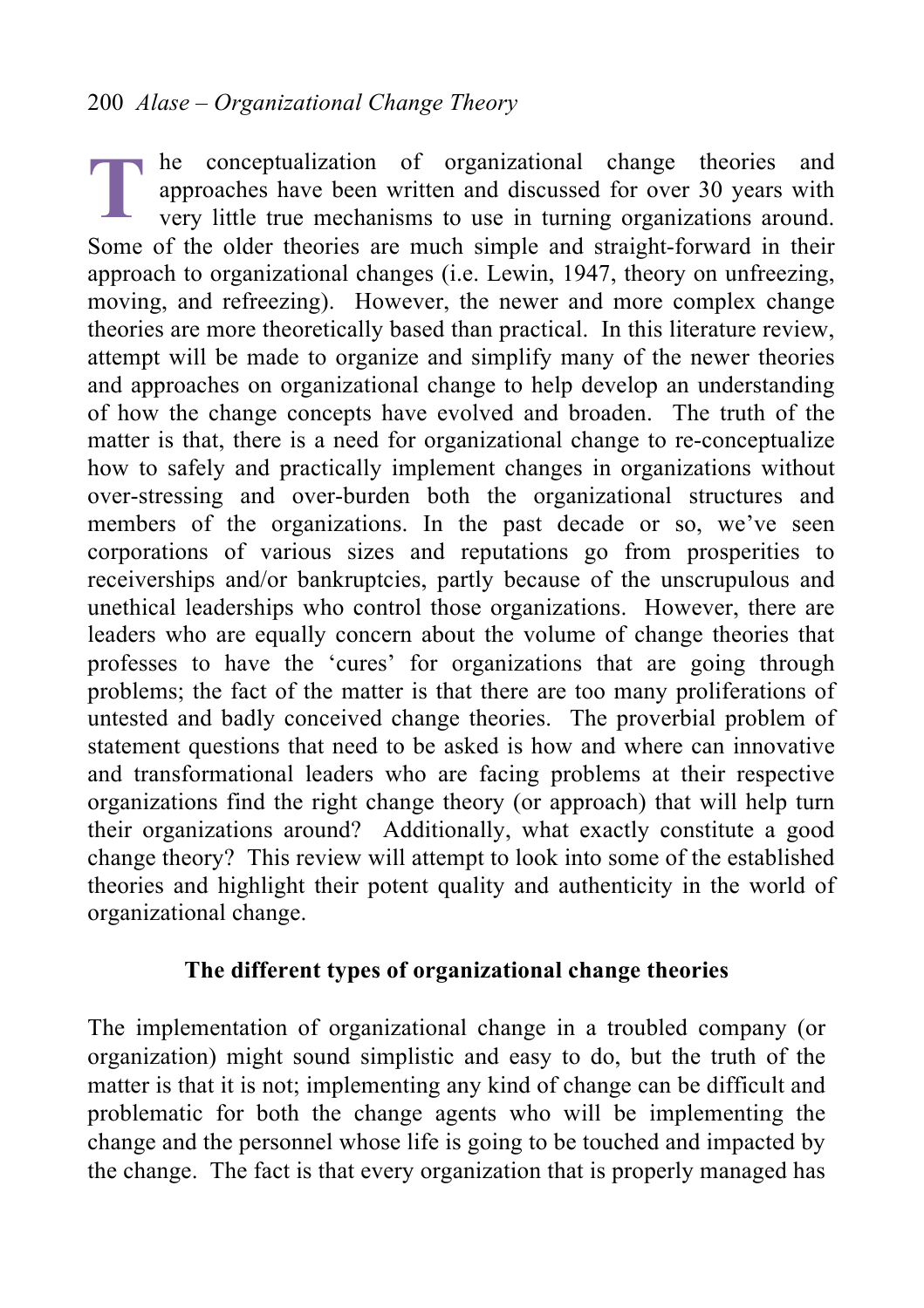The conceptualization of organizational change theories and approaches have been written and discussed for over 30 years with very little true mechanisms to use in turning organizations around. Some of the older theories are much simple and straight-forward in their approach to organizational changes (i.e. Lewin, 1947, theory on unfreezing, moving, and refreezing). However, the newer and more complex change theories are more theoretically based than practical. In this literature review, attempt will be made to organize and simplify many of the newer theories and approaches on organizational change to help develop an understanding of how the change concepts have evolved and broaden. The truth of the matter is that, there is a need for organizational change to re-conceptualize how to safely and practically implement changes in organizations without over-stressing and over-burden both the organizational structures and members of the organizations. In the past decade or so, we've seen corporations of various sizes and reputations go from prosperities to receiverships and/or bankruptcies, partly because of the unscrupulous and unethical leaderships who control those organizations. However, there are leaders who are equally concern about the volume of change theories that professes to have the 'cures' for organizations that are going through problems; the fact of the matter is that there are too many proliferations of untested and badly conceived change theories. The proverbial problem of statement questions that need to be asked is how and where can innovative and transformational leaders who are facing problems at their respective organizations find the right change theory (or approach) that will help turn their organizations around? Additionally, what exactly constitute a good change theory? This review will attempt to look into some of the established theories and highlight their potent quality and authenticity in the world of organizational change.

## The different types of organizational change theories

The implementation of organizational change in a troubled company (or organization) might sound simplistic and easy to do, but the truth of the matter is that it is not; implementing any kind of change can be difficult and problematic for both the change agents who will be implementing the change and the personnel whose life is going to be touched and impacted by the change. The fact is that every organization that is properly managed has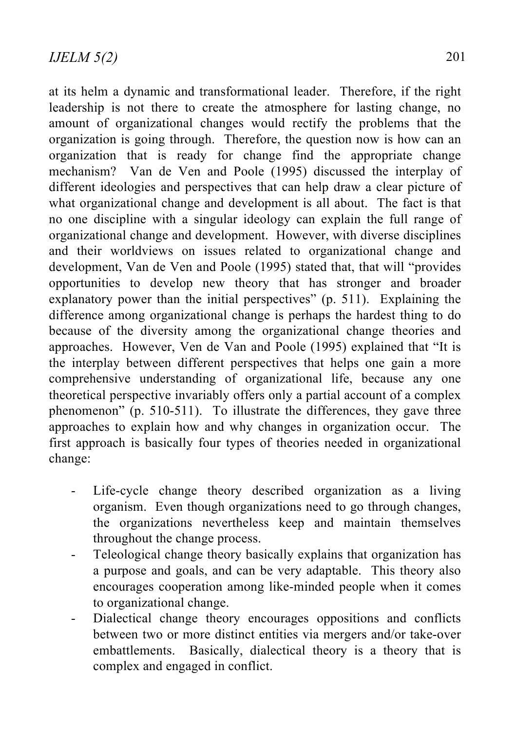at its helm a dynamic and transformational leader. Therefore, if the right leadership is not there to create the atmosphere for lasting change, no amount of organizational changes would rectify the problems that the organization is going through. Therefore, the question now is how can an organization that is ready for change find the appropriate change mechanism? Van de Ven and Poole (1995) discussed the interplay of different ideologies and perspectives that can help draw a clear picture of what organizational change and development is all about. The fact is that no one discipline with a singular ideology can explain the full range of organizational change and development. However, with diverse disciplines and their worldviews on issues related to organizational change and development, Van de Ven and Poole (1995) stated that, that will "provides opportunities to develop new theory that has stronger and broader explanatory power than the initial perspectives" (p. 511). Explaining the difference among organizational change is perhaps the hardest thing to do because of the diversity among the organizational change theories and approaches. However, Ven de Van and Poole (1995) explained that "It is the interplay between different perspectives that helps one gain a more comprehensive understanding of organizational life, because any one theoretical perspective invariably offers only a partial account of a complex phenomenon" (p. 510-511). To illustrate the differences, they gave three approaches to explain how and why changes in organization occur. The first approach is basically four types of theories needed in organizational change:

- Life-cycle change theory described organization as a living organism. Even though organizations need to go through changes, the organizations nevertheless keep and maintain themselves throughout the change process.
- Teleological change theory basically explains that organization has a purpose and goals, and can be very adaptable. This theory also encourages cooperation among like-minded people when it comes to organizational change.
- Dialectical change theory encourages oppositions and conflicts between two or more distinct entities via mergers and/or take-over embattlements. Basically, dialectical theory is a theory that is complex and engaged in conflict.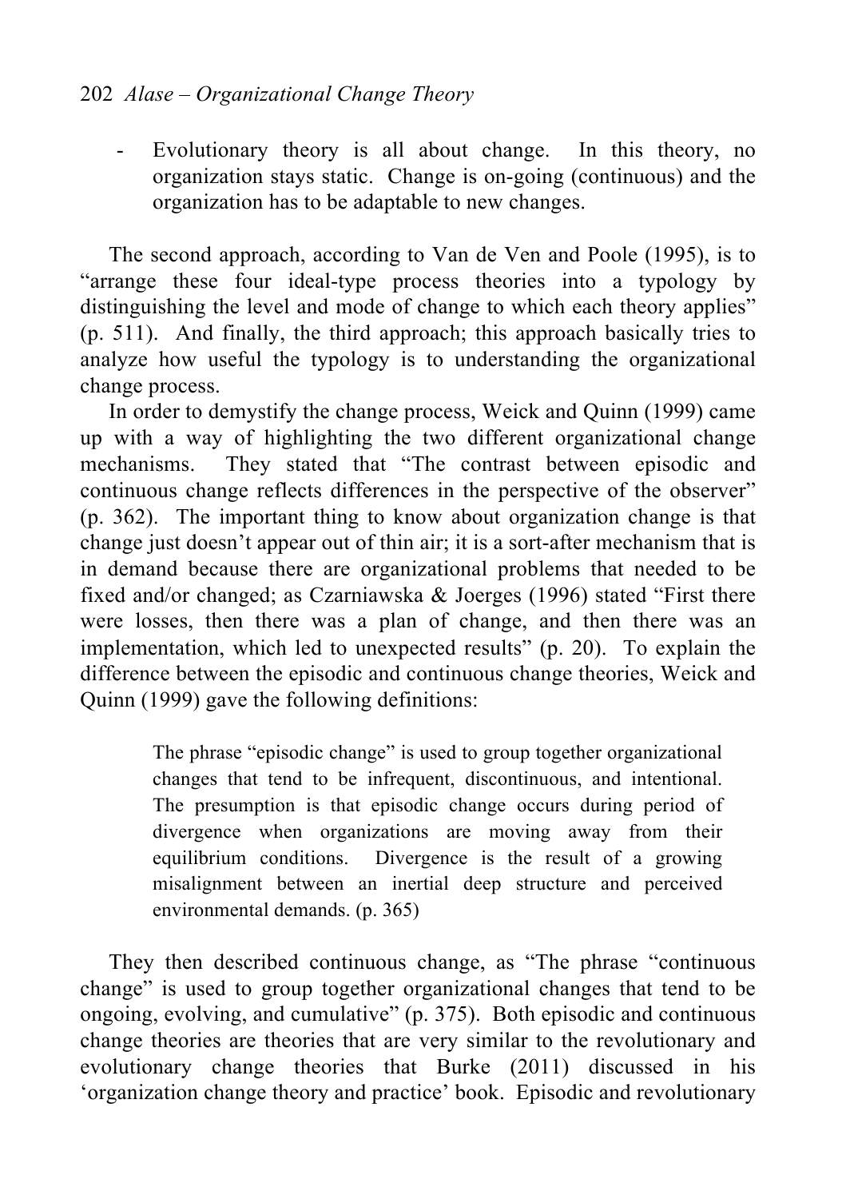- Evolutionary theory is all about change. In this theory, no organization stays static. Change is on-going (continuous) and the organization has to be adaptable to new changes.

The second approach, according to Van de Ven and Poole (1995), is to "arrange these four ideal-type process theories into a typology by distinguishing the level and mode of change to which each theory applies" (p. 511). And finally, the third approach; this approach basically tries to analyze how useful the typology is to understanding the organizational change process.

In order to demystify the change process, Weick and Quinn (1999) came up with a way of highlighting the two different organizational change mechanisms. They stated that "The contrast between episodic and continuous change reflects differences in the perspective of the observer" (p. 362). The important thing to know about organization change is that change just doesn't appear out of thin air; it is a sort-after mechanism that is in demand because there are organizational problems that needed to be fixed and/or changed; as Czarniawska & Joerges (1996) stated "First there were losses, then there was a plan of change, and then there was an implementation, which led to unexpected results" (p. 20). To explain the difference between the episodic and continuous change theories, Weick and Quinn (1999) gave the following definitions:

> The phrase "episodic change" is used to group together organizational changes that tend to be infrequent, discontinuous, and intentional. The presumption is that episodic change occurs during period of divergence when organizations are moving away from their equilibrium conditions. Divergence is the result of a growing misalignment between an inertial deep structure and perceived environmental demands. (p. 365)

They then described continuous change, as "The phrase "continuous change" is used to group together organizational changes that tend to be ongoing, evolving, and cumulative" (p. 375). Both episodic and continuous change theories are theories that are very similar to the revolutionary and evolutionary change theories that Burke (2011) discussed in his 'organization change theory and practice' book. Episodic and revolutionary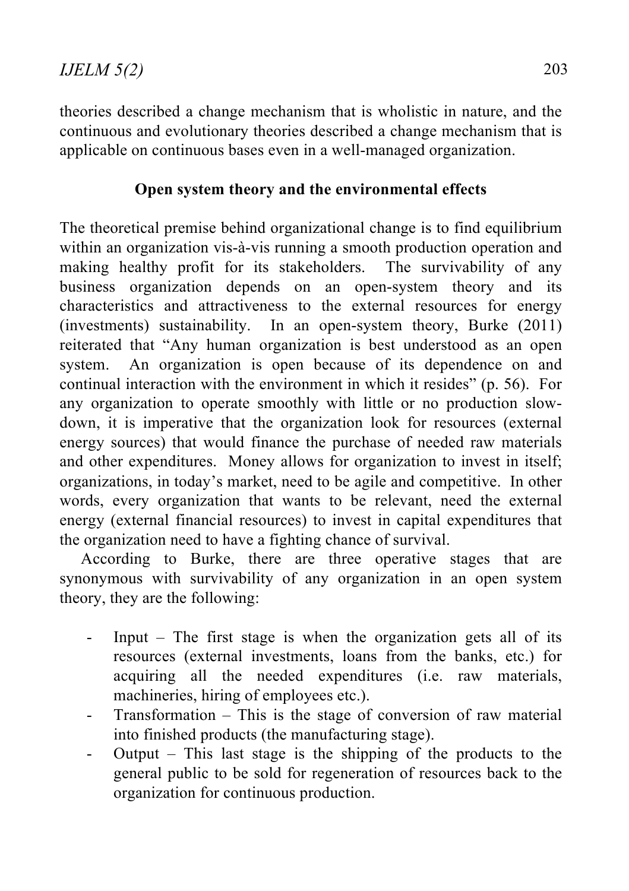theories described a change mechanism that is wholistic in nature, and the continuous and evolutionary theories described a change mechanism that is applicable on continuous bases even in a well-managed organization.

### Open system theory and the environmental effects

The theoretical premise behind organizational change is to find equilibrium within an organization vis-à-vis running a smooth production operation and making healthy profit for its stakeholders. The survivability of any business organization depends on an open-system theory and its characteristics and attractiveness to the external resources for energy (investments) sustainability. In an open-system theory, Burke (2011) reiterated that "Any human organization is best understood as an open system. An organization is open because of its dependence on and continual interaction with the environment in which it resides" (p. 56). For any organization to operate smoothly with little or no production slow-down, it is imperative that the organization look for resources (external energy sources) that would finance the purchase of needed raw materials and other expenditures. Money allows for organization to invest in itself; organizations, in today's market, need to be agile and competitive. In other words, every organization that wants to be relevant, need the external energy (external financial resources) to invest in capital expenditures that the organization need to have a fighting chance of survival.

According to Burke, there are three operative stages that are synonymous with survivability of any organization in an open system theory, they are the following:

- Input – The first stage is when the organization gets all of its resources (external investments, loans from the banks, etc.) for acquiring all the needed expenditures (i.e. raw materials, machineries, hiring of employees etc.).
- Transformation – This is the stage of conversion of raw material into finished products (the manufacturing stage).
- Output – This last stage is the shipping of the products to the general public to be sold for regeneration of resources back to the organization for continuous production.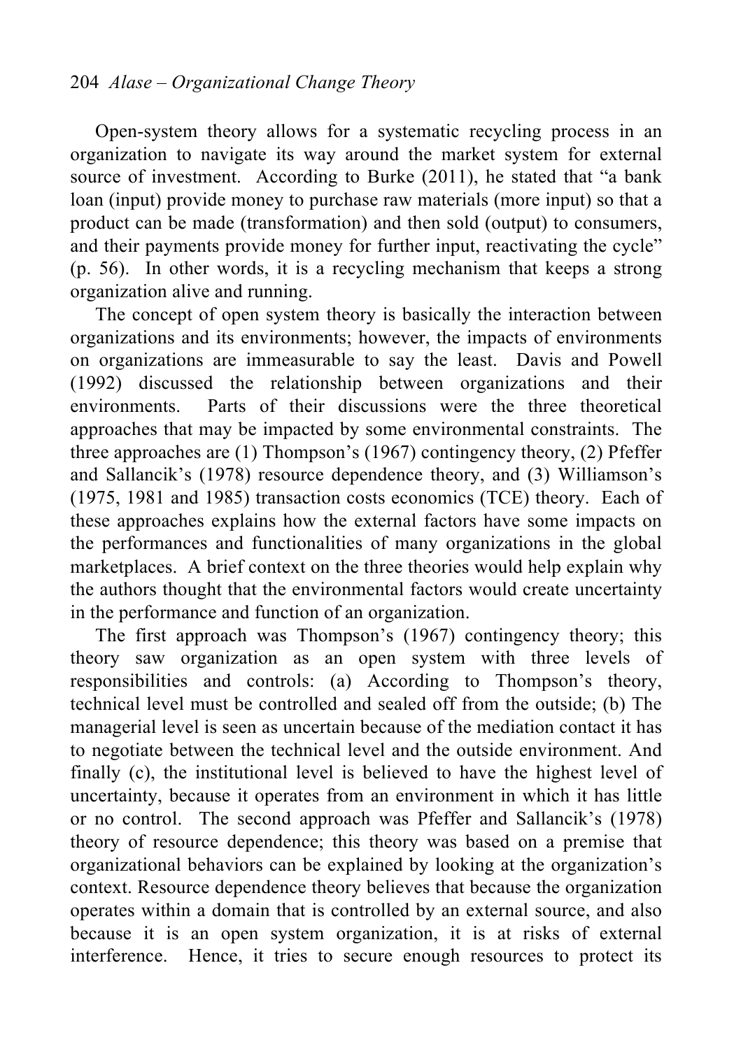Open-system theory allows for a systematic recycling process in an organization to navigate its way around the market system for external source of investment. According to Burke (2011), he stated that "a bank loan (input) provide money to purchase raw materials (more input) so that a product can be made (transformation) and then sold (output) to consumers, and their payments provide money for further input, reactivating the cycle" (p. 56). In other words, it is a recycling mechanism that keeps a strong organization alive and running.

The concept of open system theory is basically the interaction between organizations and its environments; however, the impacts of environments on organizations are immeasurable to say the least. Davis and Powell (1992) discussed the relationship between organizations and their environments. Parts of their discussions were the three theoretical approaches that may be impacted by some environmental constraints. The three approaches are (1) Thompson's (1967) contingency theory, (2) Pfeffer and Sallancik's (1978) resource dependence theory, and (3) Williamson's (1975, 1981 and 1985) transaction costs economics (TCE) theory. Each of these approaches explains how the external factors have some impacts on the performances and functionalities of many organizations in the global marketplaces. A brief context on the three theories would help explain why the authors thought that the environmental factors would create uncertainty in the performance and function of an organization.

The first approach was Thompson's (1967) contingency theory; this theory saw organization as an open system with three levels of responsibilities and controls: (a) According to Thompson's theory, technical level must be controlled and sealed off from the outside; (b) The managerial level is seen as uncertain because of the mediation contact it has to negotiate between the technical level and the outside environment. And finally (c), the institutional level is believed to have the highest level of uncertainty, because it operates from an environment in which it has little or no control. The second approach was Pfeffer and Sallancik's (1978) theory of resource dependence; this theory was based on a premise that organizational behaviors can be explained by looking at the organization's context. Resource dependence theory believes that because the organization operates within a domain that is controlled by an external source, and also because it is an open system organization, it is at risks of external interference. Hence, it tries to secure enough resources to protect its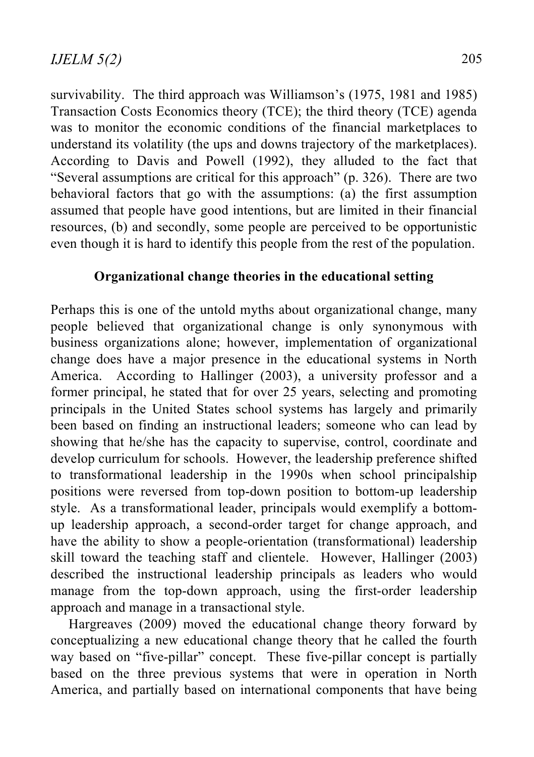survivability. The third approach was Williamson's (1975, 1981 and 1985) Transaction Costs Economics theory (TCE); the third theory (TCE) agenda was to monitor the economic conditions of the financial marketplaces to understand its volatility (the ups and downs trajectory of the marketplaces). According to Davis and Powell (1992), they alluded to the fact that "Several assumptions are critical for this approach" (p. 326). There are two behavioral factors that go with the assumptions: (a) the first assumption assumed that people have good intentions, but are limited in their financial resources, (b) and secondly, some people are perceived to be opportunistic even though it is hard to identify this people from the rest of the population.

## Organizational change theories in the educational setting

Perhaps this is one of the untold myths about organizational change, many people believed that organizational change is only synonymous with business organizations alone; however, implementation of organizational change does have a major presence in the educational systems in North America. According to Hallinger (2003), a university professor and a former principal, he stated that for over 25 years, selecting and promoting principals in the United States school systems has largely and primarily been based on finding an instructional leaders; someone who can lead by showing that he/she has the capacity to supervise, control, coordinate and develop curriculum for schools. However, the leadership preference shifted to transformational leadership in the 1990s when school principalship positions were reversed from top-down position to bottom-up leadership style. As a transformational leader, principals would exemplify a bottom-up leadership approach, a second-order target for change approach, and have the ability to show a people-orientation (transformational) leadership skill toward the teaching staff and clientele. However, Hallinger (2003) described the instructional leadership principals as leaders who would manage from the top-down approach, using the first-order leadership approach and manage in a transactional style.

Hargreaves (2009) moved the educational change theory forward by conceptualizing a new educational change theory that he called the fourth way based on "five-pillar" concept. These five-pillar concept is partially based on the three previous systems that were in operation in North America, and partially based on international components that have being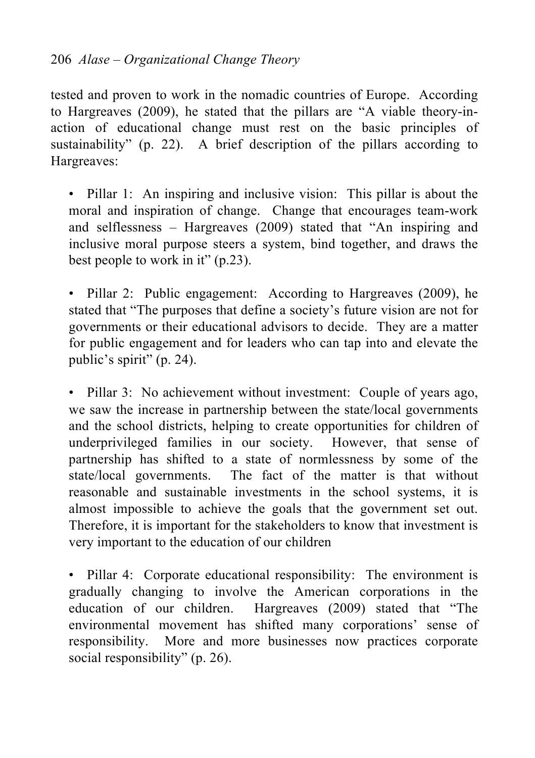tested and proven to work in the nomadic countries of Europe. According to Hargreaves (2009), he stated that the pillars are "A viable theory-in-action of educational change must rest on the basic principles of sustainability" (p. 22). A brief description of the pillars according to Hargreaves:

- Pillar 1: An inspiring and inclusive vision: This pillar is about the moral and inspiration of change. Change that encourages team-work and selflessness – Hargreaves (2009) stated that "An inspiring and inclusive moral purpose steers a system, bind together, and draws the best people to work in it" (p.23).

- Pillar 2: Public engagement: According to Hargreaves (2009), he stated that "The purposes that define a society's future vision are not for governments or their educational advisors to decide. They are a matter for public engagement and for leaders who can tap into and elevate the public's spirit" (p. 24).

- Pillar 3: No achievement without investment: Couple of years ago, we saw the increase in partnership between the state/local governments and the school districts, helping to create opportunities for children of underprivileged families in our society. However, that sense of partnership has shifted to a state of normlessness by some of the state/local governments. The fact of the matter is that without reasonable and sustainable investments in the school systems, it is almost impossible to achieve the goals that the government set out. Therefore, it is important for the stakeholders to know that investment is very important to the education of our children

- Pillar 4: Corporate educational responsibility: The environment is gradually changing to involve the American corporations in the education of our children. Hargreaves (2009) stated that "The environmental movement has shifted many corporations' sense of responsibility. More and more businesses now practices corporate social responsibility" (p. 26).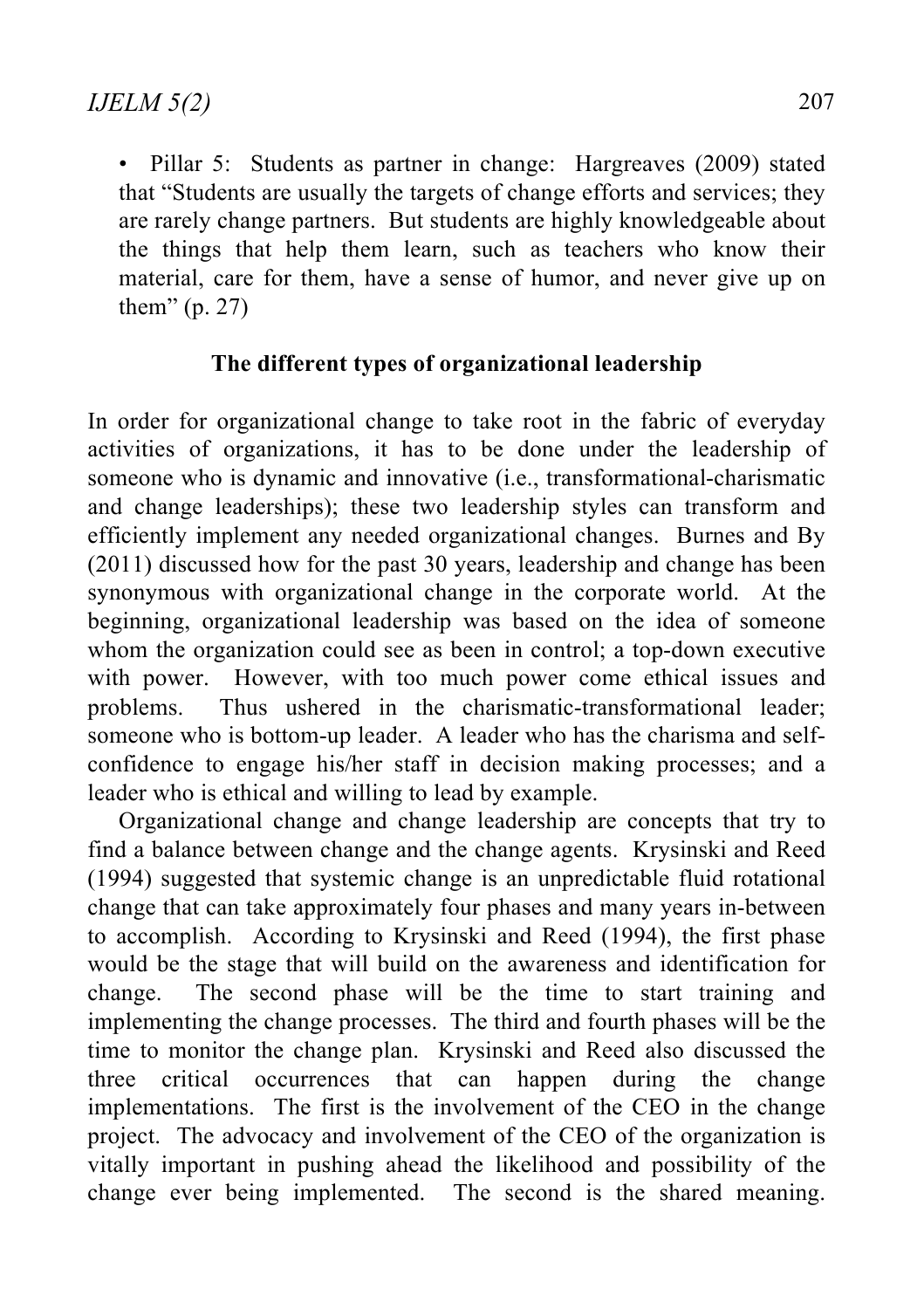- Pillar 5: Students as partner in change: Hargreaves (2009) stated that "Students are usually the targets of change efforts and services; they are rarely change partners. But students are highly knowledgeable about the things that help them learn, such as teachers who know their material, care for them, have a sense of humor, and never give up on them" (p. 27)

## The different types of organizational leadership

In order for organizational change to take root in the fabric of everyday activities of organizations, it has to be done under the leadership of someone who is dynamic and innovative (i.e., transformational-charismatic and change leaderships); these two leadership styles can transform and efficiently implement any needed organizational changes. Burnes and By (2011) discussed how for the past 30 years, leadership and change has been synonymous with organizational change in the corporate world. At the beginning, organizational leadership was based on the idea of someone whom the organization could see as been in control; a top-down executive with power. However, with too much power come ethical issues and problems. Thus ushered in the charismatic-transformational leader; someone who is bottom-up leader. A leader who has the charisma and self-confidence to engage his/her staff in decision making processes; and a leader who is ethical and willing to lead by example.

Organizational change and change leadership are concepts that try to find a balance between change and the change agents. Krysinski and Reed (1994) suggested that systemic change is an unpredictable fluid rotational change that can take approximately four phases and many years in-between to accomplish. According to Krysinski and Reed (1994), the first phase would be the stage that will build on the awareness and identification for change. The second phase will be the time to start training and implementing the change processes. The third and fourth phases will be the time to monitor the change plan. Krysinski and Reed also discussed the three critical occurrences that can happen during the change implementations. The first is the involvement of the CEO in the change project. The advocacy and involvement of the CEO of the organization is vitally important in pushing ahead the likelihood and possibility of the change ever being implemented. The second is the shared meaning.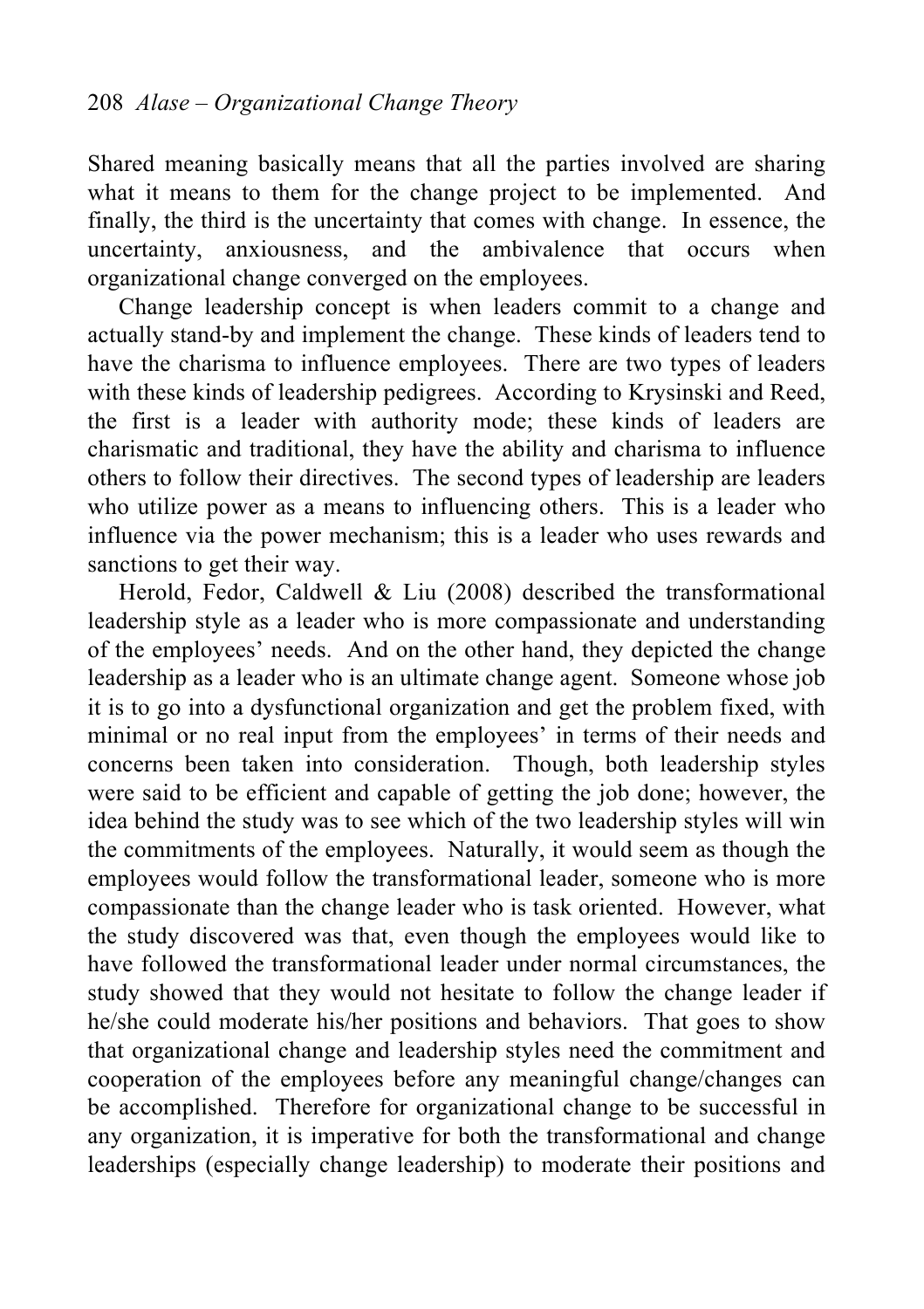Shared meaning basically means that all the parties involved are sharing what it means to them for the change project to be implemented. And finally, the third is the uncertainty that comes with change. In essence, the uncertainty, anxiousness, and the ambivalence that occurs when organizational change converged on the employees.

Change leadership concept is when leaders commit to a change and actually stand-by and implement the change. These kinds of leaders tend to have the charisma to influence employees. There are two types of leaders with these kinds of leadership pedigrees. According to Krysinski and Reed, the first is a leader with authority mode; these kinds of leaders are charismatic and traditional, they have the ability and charisma to influence others to follow their directives. The second types of leadership are leaders who utilize power as a means to influencing others. This is a leader who influence via the power mechanism; this is a leader who uses rewards and sanctions to get their way.

Herold, Fedor, Caldwell & Liu (2008) described the transformational leadership style as a leader who is more compassionate and understanding of the employees' needs. And on the other hand, they depicted the change leadership as a leader who is an ultimate change agent. Someone whose job it is to go into a dysfunctional organization and get the problem fixed, with minimal or no real input from the employees' in terms of their needs and concerns been taken into consideration. Though, both leadership styles were said to be efficient and capable of getting the job done; however, the idea behind the study was to see which of the two leadership styles will win the commitments of the employees. Naturally, it would seem as though the employees would follow the transformational leader, someone who is more compassionate than the change leader who is task oriented. However, what the study discovered was that, even though the employees would like to have followed the transformational leader under normal circumstances, the study showed that they would not hesitate to follow the change leader if he/she could moderate his/her positions and behaviors. That goes to show that organizational change and leadership styles need the commitment and cooperation of the employees before any meaningful change/changes can be accomplished. Therefore for organizational change to be successful in any organization, it is imperative for both the transformational and change leaderships (especially change leadership) to moderate their positions and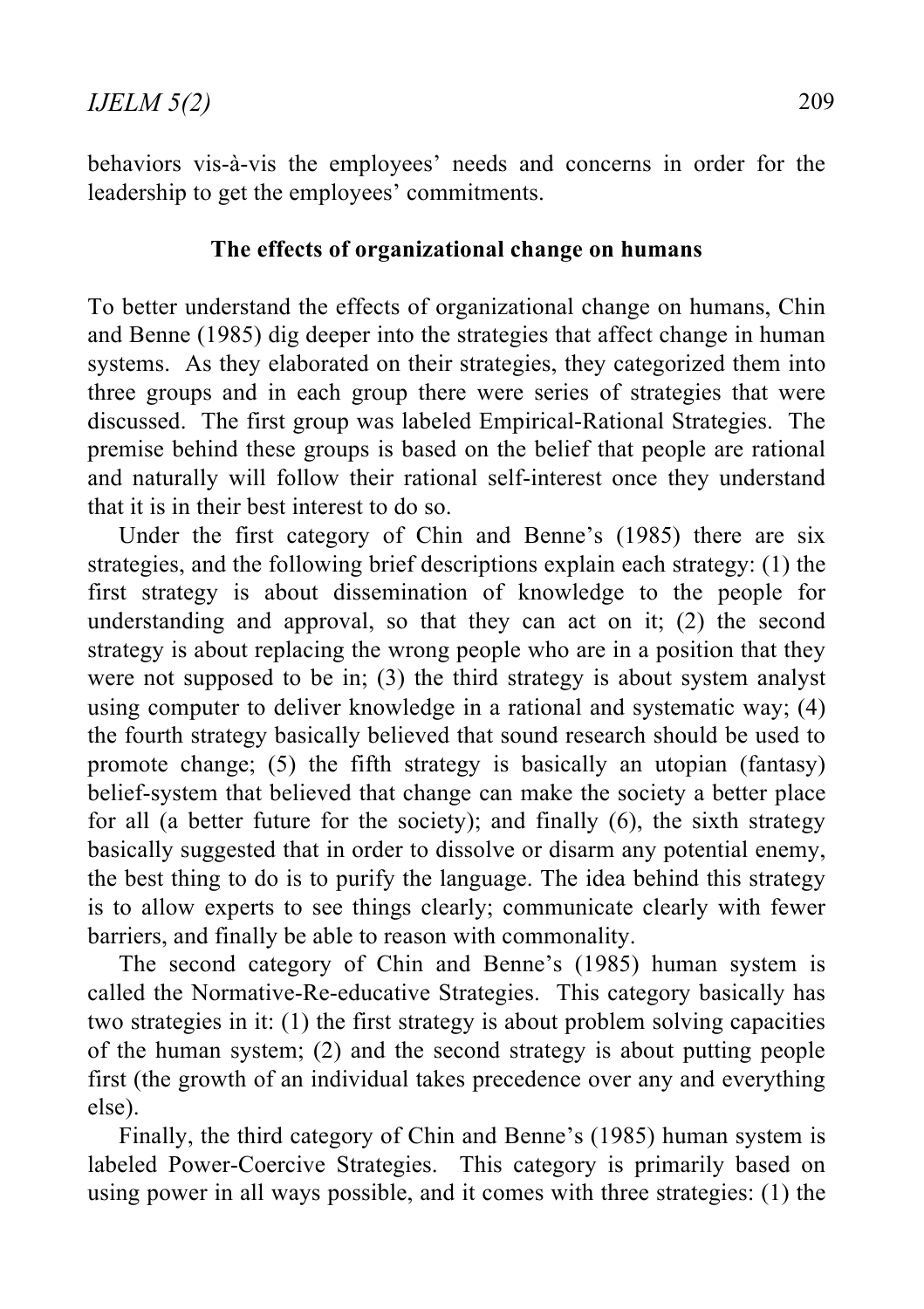behaviors vis-à-vis the employees' needs and concerns in order for the leadership to get the employees' commitments.

### The effects of organizational change on humans

To better understand the effects of organizational change on humans, Chin and Benne (1985) dig deeper into the strategies that affect change in human systems. As they elaborated on their strategies, they categorized them into three groups and in each group there were series of strategies that were discussed. The first group was labeled Empirical-Rational Strategies. The premise behind these groups is based on the belief that people are rational and naturally will follow their rational self-interest once they understand that it is in their best interest to do so.

Under the first category of Chin and Benne's (1985) there are six strategies, and the following brief descriptions explain each strategy: (1) the first strategy is about dissemination of knowledge to the people for understanding and approval, so that they can act on it; (2) the second strategy is about replacing the wrong people who are in a position that they were not supposed to be in; (3) the third strategy is about system analyst using computer to deliver knowledge in a rational and systematic way; (4) the fourth strategy basically believed that sound research should be used to promote change; (5) the fifth strategy is basically an utopian (fantasy) belief-system that believed that change can make the society a better place for all (a better future for the society); and finally (6), the sixth strategy basically suggested that in order to dissolve or disarm any potential enemy, the best thing to do is to purify the language. The idea behind this strategy is to allow experts to see things clearly; communicate clearly with fewer barriers, and finally be able to reason with commonality.

The second category of Chin and Benne's (1985) human system is called the Normative-Re-educative Strategies. This category basically has two strategies in it: (1) the first strategy is about problem solving capacities of the human system; (2) and the second strategy is about putting people first (the growth of an individual takes precedence over any and everything else).

Finally, the third category of Chin and Benne's (1985) human system is labeled Power-Coercive Strategies. This category is primarily based on using power in all ways possible, and it comes with three strategies: (1) the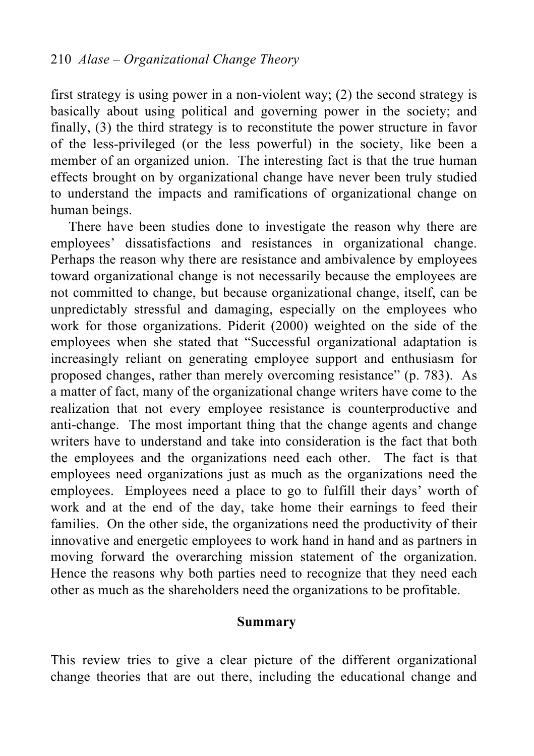first strategy is using power in a non-violent way; (2) the second strategy is basically about using political and governing power in the society; and finally, (3) the third strategy is to reconstitute the power structure in favor of the less-privileged (or the less powerful) in the society, like been a member of an organized union. The interesting fact is that the true human effects brought on by organizational change have never been truly studied to understand the impacts and ramifications of organizational change on human beings.

There have been studies done to investigate the reason why there are employees' dissatisfactions and resistances in organizational change. Perhaps the reason why there are resistance and ambivalence by employees toward organizational change is not necessarily because the employees are not committed to change, but because organizational change, itself, can be unpredictably stressful and damaging, especially on the employees who work for those organizations. Piderit (2000) weighted on the side of the employees when she stated that "Successful organizational adaptation is increasingly reliant on generating employee support and enthusiasm for proposed changes, rather than merely overcoming resistance" (p. 783). As a matter of fact, many of the organizational change writers have come to the realization that not every employee resistance is counterproductive and anti-change. The most important thing that the change agents and change writers have to understand and take into consideration is the fact that both the employees and the organizations need each other. The fact is that employees need organizations just as much as the organizations need the employees. Employees need a place to go to fulfill their days' worth of work and at the end of the day, take home their earnings to feed their families. On the other side, the organizations need the productivity of their innovative and energetic employees to work hand in hand and as partners in moving forward the overarching mission statement of the organization. Hence the reasons why both parties need to recognize that they need each other as much as the shareholders need the organizations to be profitable.

## Summary

This review tries to give a clear picture of the different organizational change theories that are out there, including the educational change and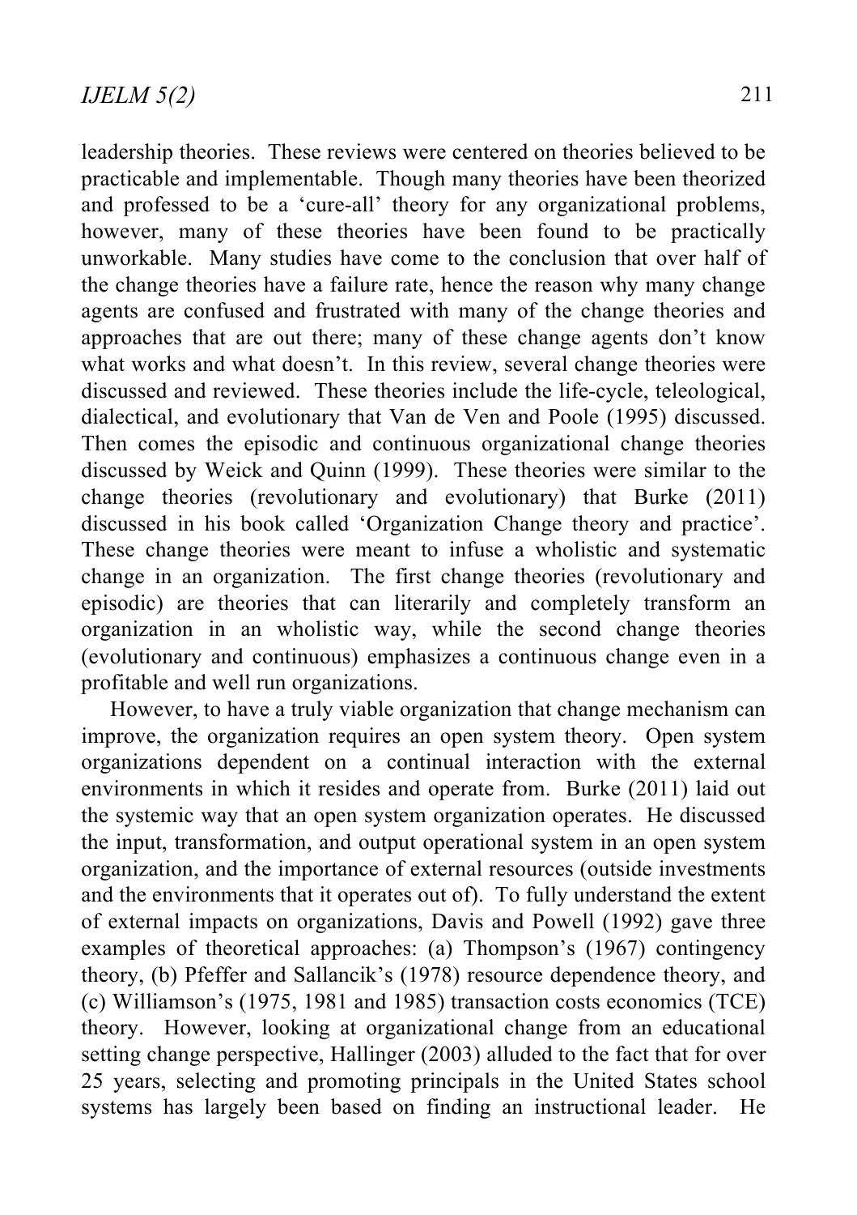leadership theories. These reviews were centered on theories believed to be practicable and implementable. Though many theories have been theorized and professed to be a 'cure-all' theory for any organizational problems, however, many of these theories have been found to be practically unworkable. Many studies have come to the conclusion that over half of the change theories have a failure rate, hence the reason why many change agents are confused and frustrated with many of the change theories and approaches that are out there; many of these change agents don't know what works and what doesn't. In this review, several change theories were discussed and reviewed. These theories include the life-cycle, teleological, dialectical, and evolutionary that Van de Ven and Poole (1995) discussed. Then comes the episodic and continuous organizational change theories discussed by Weick and Quinn (1999). These theories were similar to the change theories (revolutionary and evolutionary) that Burke (2011) discussed in his book called 'Organization Change theory and practice'. These change theories were meant to infuse a wholistic and systematic change in an organization. The first change theories (revolutionary and episodic) are theories that can literarily and completely transform an organization in an wholistic way, while the second change theories (evolutionary and continuous) emphasizes a continuous change even in a profitable and well run organizations.

However, to have a truly viable organization that change mechanism can improve, the organization requires an open system theory. Open system organizations dependent on a continual interaction with the external environments in which it resides and operate from. Burke (2011) laid out the systemic way that an open system organization operates. He discussed the input, transformation, and output operational system in an open system organization, and the importance of external resources (outside investments and the environments that it operates out of). To fully understand the extent of external impacts on organizations, Davis and Powell (1992) gave three examples of theoretical approaches: (a) Thompson's (1967) contingency theory, (b) Pfeffer and Sallancik's (1978) resource dependence theory, and (c) Williamson's (1975, 1981 and 1985) transaction costs economics (TCE) theory. However, looking at organizational change from an educational setting change perspective, Hallinger (2003) alluded to the fact that for over 25 years, selecting and promoting principals in the United States school systems has largely been based on finding an instructional leader. He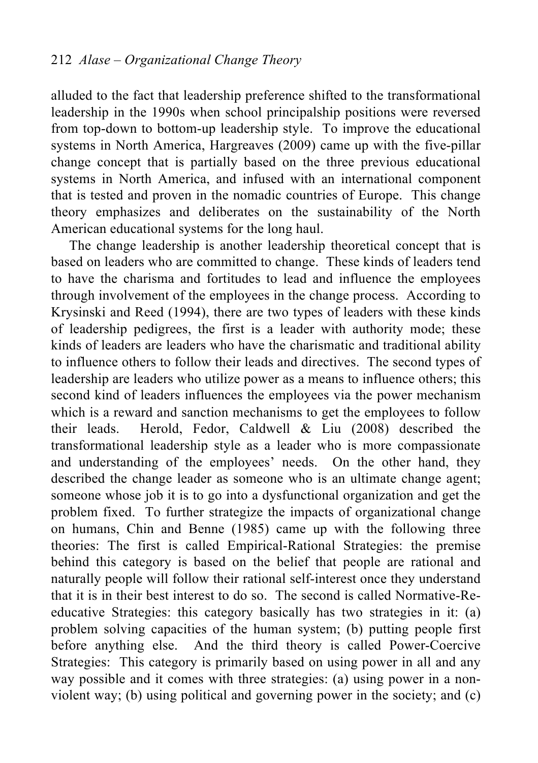alluded to the fact that leadership preference shifted to the transformational leadership in the 1990s when school principalship positions were reversed from top-down to bottom-up leadership style. To improve the educational systems in North America, Hargreaves (2009) came up with the five-pillar change concept that is partially based on the three previous educational systems in North America, and infused with an international component that is tested and proven in the nomadic countries of Europe. This change theory emphasizes and deliberates on the sustainability of the North American educational systems for the long haul.

The change leadership is another leadership theoretical concept that is based on leaders who are committed to change. These kinds of leaders tend to have the charisma and fortitudes to lead and influence the employees through involvement of the employees in the change process. According to Krysinski and Reed (1994), there are two types of leaders with these kinds of leadership pedigrees, the first is a leader with authority mode; these kinds of leaders are leaders who have the charismatic and traditional ability to influence others to follow their leads and directives. The second types of leadership are leaders who utilize power as a means to influence others; this second kind of leaders influences the employees via the power mechanism which is a reward and sanction mechanisms to get the employees to follow their leads. Herold, Fedor, Caldwell & Liu (2008) described the transformational leadership style as a leader who is more compassionate and understanding of the employees' needs. On the other hand, they described the change leader as someone who is an ultimate change agent; someone whose job it is to go into a dysfunctional organization and get the problem fixed. To further strategize the impacts of organizational change on humans, Chin and Benne (1985) came up with the following three theories: The first is called Empirical-Rational Strategies: the premise behind this category is based on the belief that people are rational and naturally people will follow their rational self-interest once they understand that it is in their best interest to do so. The second is called Normative-Re-educative Strategies: this category basically has two strategies in it: (a) problem solving capacities of the human system; (b) putting people first before anything else. And the third theory is called Power-Coercive Strategies: This category is primarily based on using power in all and any way possible and it comes with three strategies: (a) using power in a non-violent way; (b) using political and governing power in the society; and (c)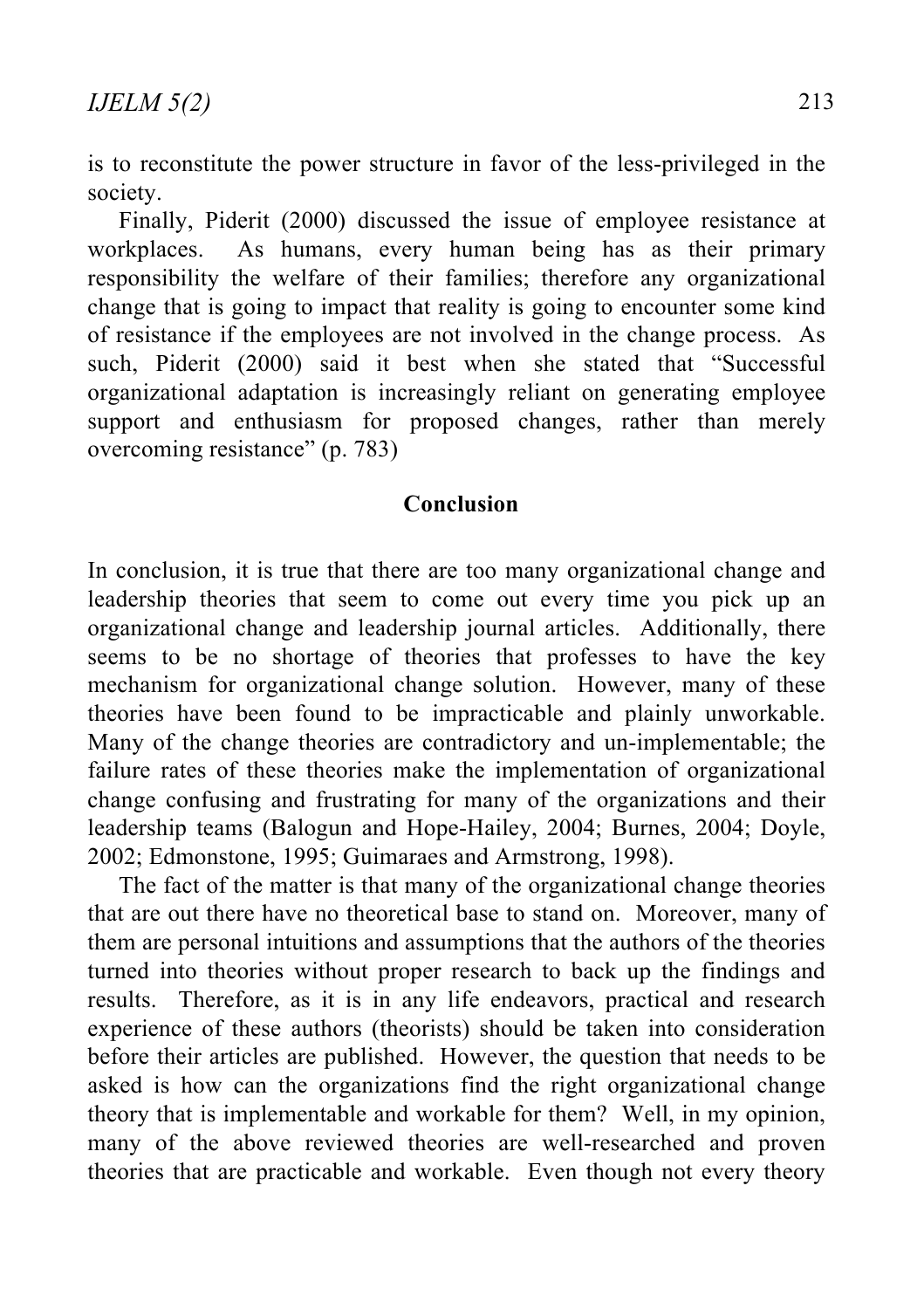is to reconstitute the power structure in favor of the less-privileged in the society.

Finally, Piderit (2000) discussed the issue of employee resistance at workplaces. As humans, every human being has as their primary responsibility the welfare of their families; therefore any organizational change that is going to impact that reality is going to encounter some kind of resistance if the employees are not involved in the change process. As such, Piderit (2000) said it best when she stated that "Successful organizational adaptation is increasingly reliant on generating employee support and enthusiasm for proposed changes, rather than merely overcoming resistance" (p. 783)

## Conclusion

In conclusion, it is true that there are too many organizational change and leadership theories that seem to come out every time you pick up an organizational change and leadership journal articles. Additionally, there seems to be no shortage of theories that professes to have the key mechanism for organizational change solution. However, many of these theories have been found to be impracticable and plainly unworkable. Many of the change theories are contradictory and un-implementable; the failure rates of these theories make the implementation of organizational change confusing and frustrating for many of the organizations and their leadership teams (Balogun and Hope-Hailey, 2004; Burnes, 2004; Doyle, 2002; Edmonstone, 1995; Guimaraes and Armstrong, 1998).

The fact of the matter is that many of the organizational change theories that are out there have no theoretical base to stand on. Moreover, many of them are personal intuitions and assumptions that the authors of the theories turned into theories without proper research to back up the findings and results. Therefore, as it is in any life endeavors, practical and research experience of these authors (theorists) should be taken into consideration before their articles are published. However, the question that needs to be asked is how can the organizations find the right organizational change theory that is implementable and workable for them? Well, in my opinion, many of the above reviewed theories are well-researched and proven theories that are practicable and workable. Even though not every theory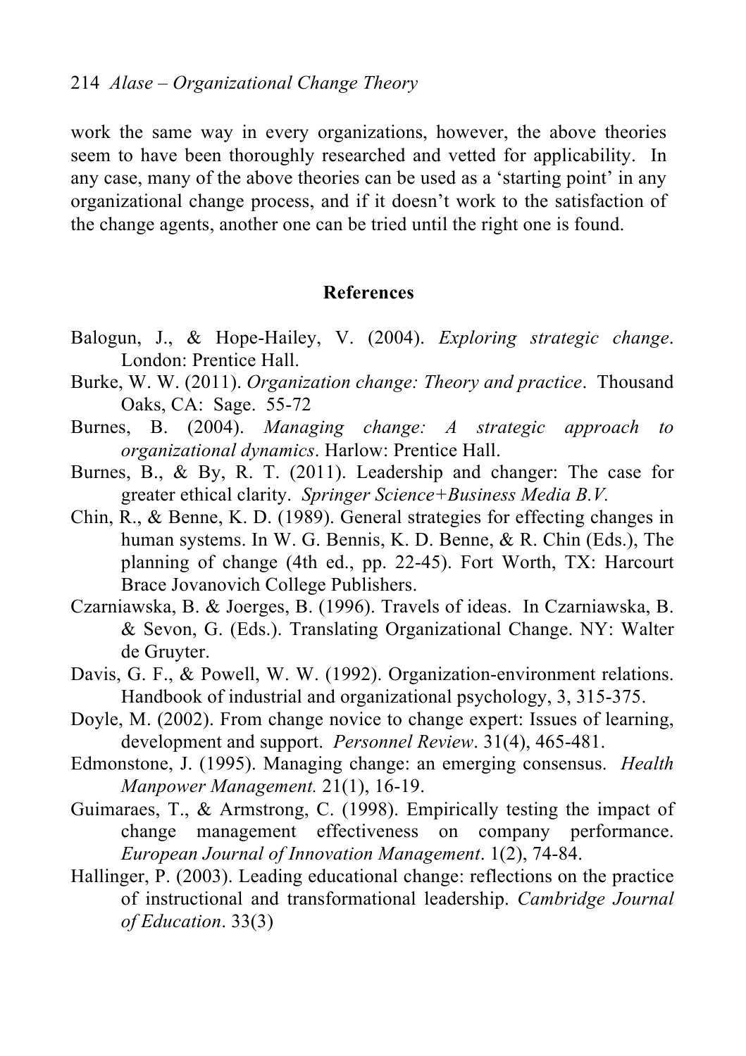work the same way in every organizations, however, the above theories seem to have been thoroughly researched and vetted for applicability. In any case, many of the above theories can be used as a 'starting point' in any organizational change process, and if it doesn't work to the satisfaction of the change agents, another one can be tried until the right one is found.

## References

Balogun, J., & Hope-Hailey, V. (2004). *Exploring strategic change*. London: Prentice Hall.

Burke, W. W. (2011). *Organization change: Theory and practice*. Thousand Oaks, CA: Sage. 55-72

Burnes, B. (2004). *Managing change: A strategic approach to organizational dynamics*. Harlow: Prentice Hall.

Burnes, B., & By, R. T. (2011). Leadership and changer: The case for greater ethical clarity. *Springer Science+Business Media B.V.*

Chin, R., & Benne, K. D. (1989). General strategies for effecting changes in human systems. In W. G. Bennis, K. D. Benne, & R. Chin (Eds.), The planning of change (4th ed., pp. 22-45). Fort Worth, TX: Harcourt Brace Jovanovich College Publishers.

Czarniawska, B. & Joerges, B. (1996). Travels of ideas. In Czarniawska, B. & Sevon, G. (Eds.). Translating Organizational Change. NY: Walter de Gruyter.

Davis, G. F., & Powell, W. W. (1992). Organization-environment relations. Handbook of industrial and organizational psychology, 3, 315-375.

Doyle, M. (2002). From change novice to change expert: Issues of learning, development and support. *Personnel Review*. 31(4), 465-481.

Edmonstone, J. (1995). Managing change: an emerging consensus. *Health Manpower Management.* 21(1), 16-19.

Guimaraes, T., & Armstrong, C. (1998). Empirically testing the impact of change management effectiveness on company performance. *European Journal of Innovation Management*. 1(2), 74-84.

Hallinger, P. (2003). Leading educational change: reflections on the practice of instructional and transformational leadership. *Cambridge Journal of Education*. 33(3)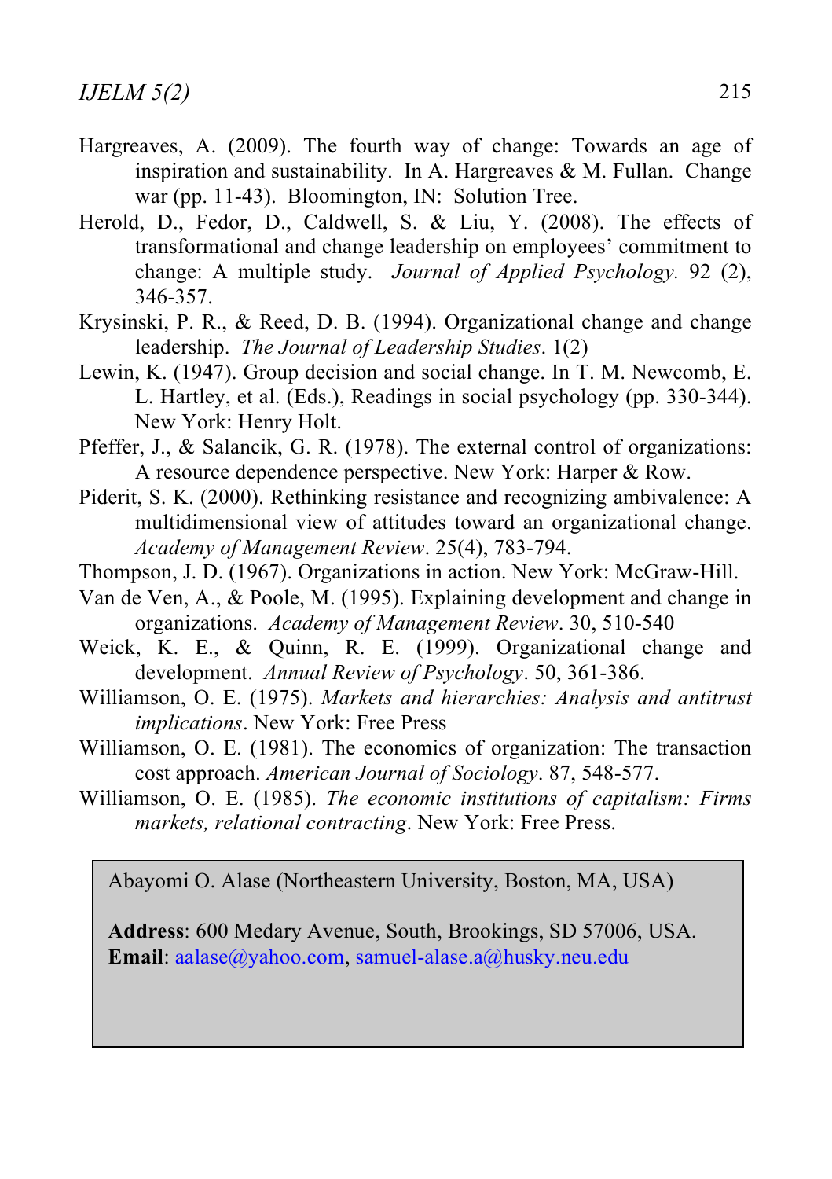Hargreaves, A. (2009). The fourth way of change: Towards an age of inspiration and sustainability. In A. Hargreaves & M. Fullan. Change war (pp. 11-43). Bloomington, IN: Solution Tree.

Herold, D., Fedor, D., Caldwell, S. & Liu, Y. (2008). The effects of transformational and change leadership on employees' commitment to change: A multiple study. *Journal of Applied Psychology.* 92 (2), 346-357.

Krysinski, P. R., & Reed, D. B. (1994). Organizational change and change leadership. *The Journal of Leadership Studies*. 1(2)

Lewin, K. (1947). Group decision and social change. In T. M. Newcomb, E. L. Hartley, et al. (Eds.), Readings in social psychology (pp. 330-344). New York: Henry Holt.

Pfeffer, J., & Salancik, G. R. (1978). The external control of organizations: A resource dependence perspective. New York: Harper & Row.

Piderit, S. K. (2000). Rethinking resistance and recognizing ambivalence: A multidimensional view of attitudes toward an organizational change. *Academy of Management Review*. 25(4), 783-794.

Thompson, J. D. (1967). Organizations in action. New York: McGraw-Hill.

Van de Ven, A., & Poole, M. (1995). Explaining development and change in organizations. *Academy of Management Review*. 30, 510-540

Weick, K. E., & Quinn, R. E. (1999). Organizational change and development. *Annual Review of Psychology*. 50, 361-386.

Williamson, O. E. (1975). *Markets and hierarchies: Analysis and antitrust implications*. New York: Free Press

Williamson, O. E. (1981). The economics of organization: The transaction cost approach. *American Journal of Sociology*. 87, 548-577.

Williamson, O. E. (1985). *The economic institutions of capitalism: Firms markets, relational contracting*. New York: Free Press.

Abayomi O. Alase (Northeastern University, Boston, MA, USA)

**Address**: 600 Medary Avenue, South, Brookings, SD 57006, USA.
**Email**: aalase@yahoo.com, samuel-alase.a@husky.neu.edu